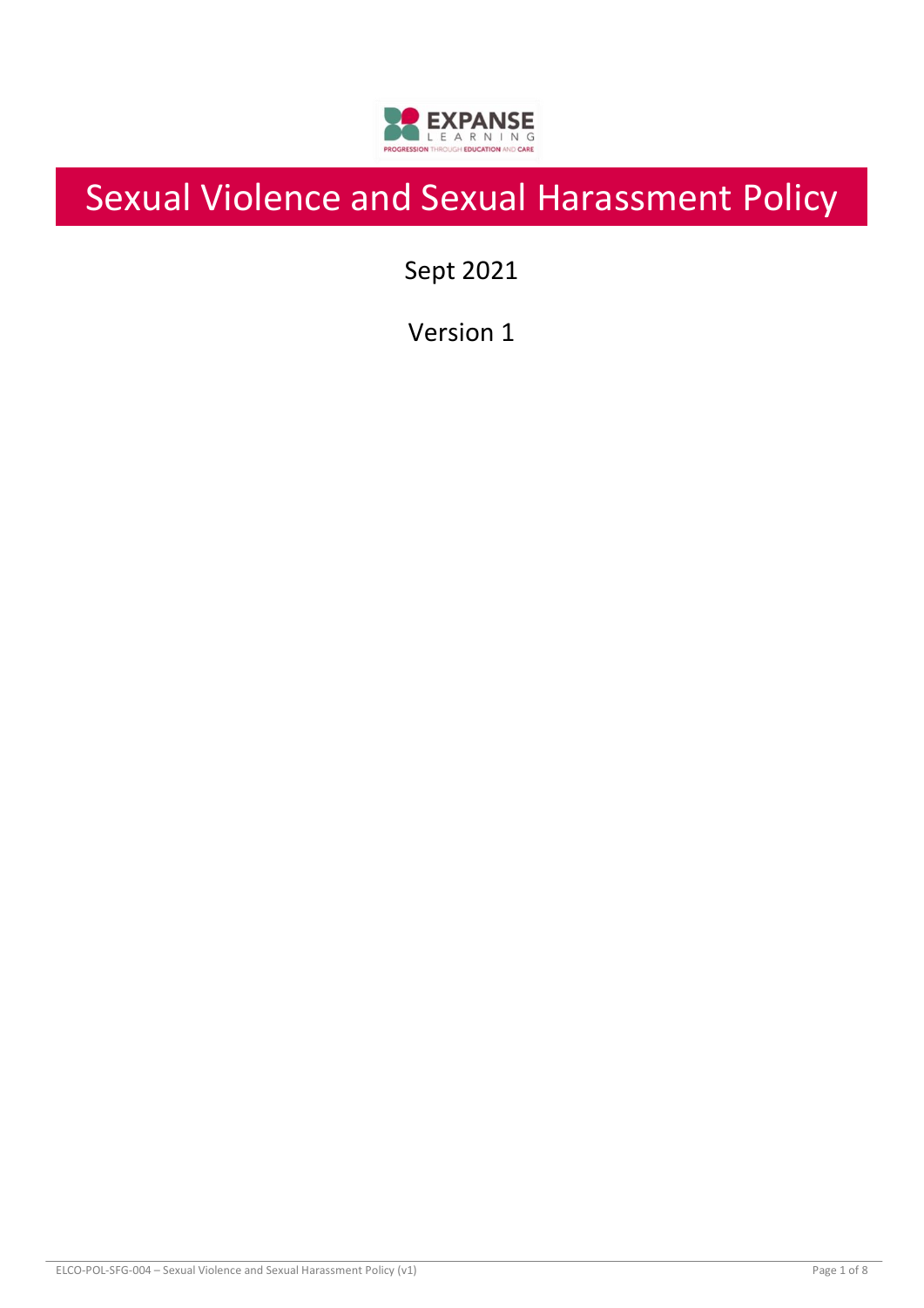# Sexual Violence and Sexual Harassment Policy

Sept 2021

Version 1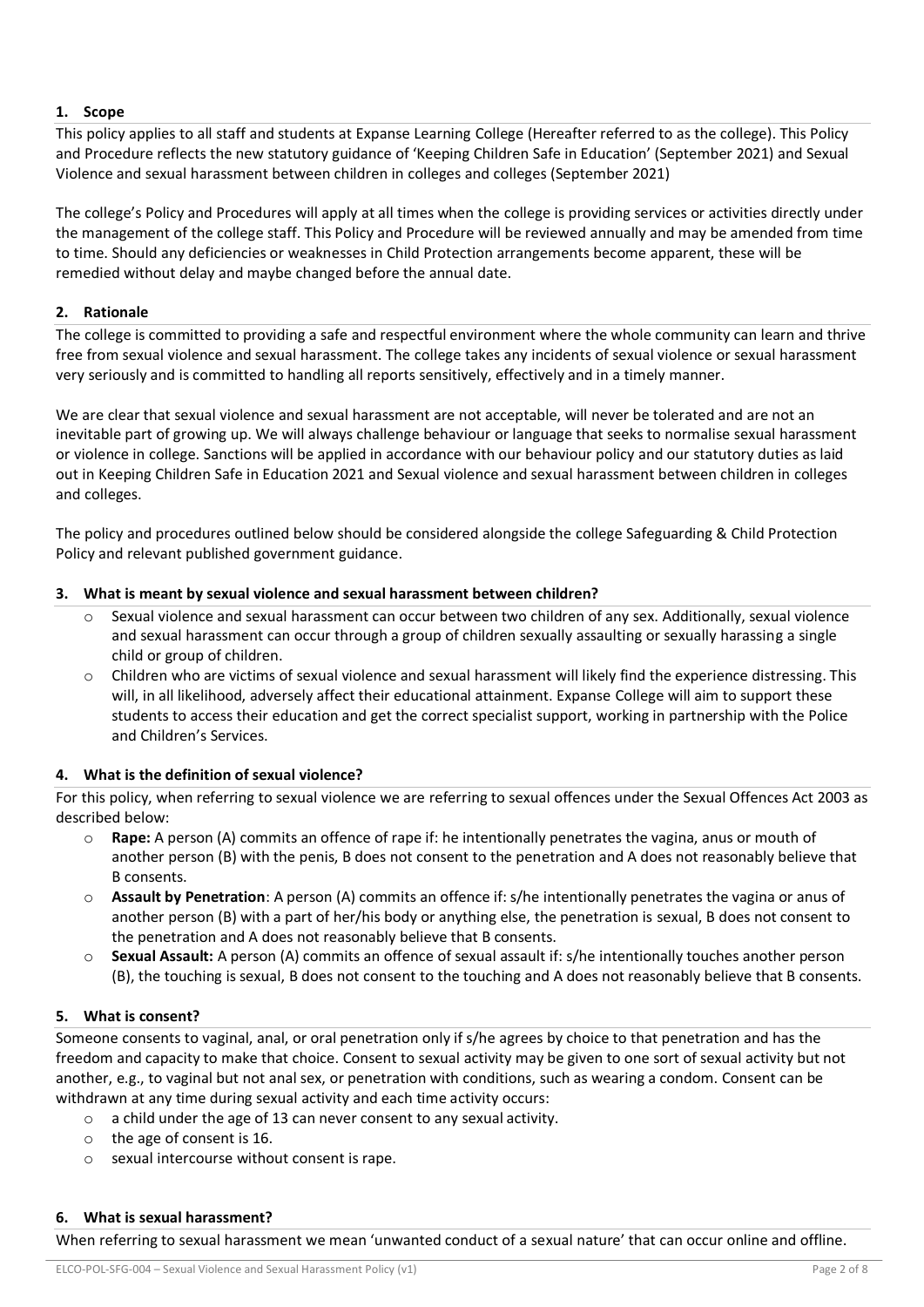## 1. Scope

This policy applies to all staff and students at Expanse Learning College (Hereafter referred to as the college). This Policy and Procedure reflects the new statutory guidance of 'Keeping Children Safe in Education' (September 2021) and Sexual Violence and sexual harassment between children in colleges and colleges (September 2021)

The college's Policy and Procedures will apply at all times when the college is providing services or activities directly under the management of the college staff. This Policy and Procedure will be reviewed annually and may be amended from time to time. Should any deficiencies or weaknesses in Child Protection arrangements become apparent, these will be remedied without delay and maybe changed before the annual date.

## 2. Rationale

The college is committed to providing a safe and respectful environment where the whole community can learn and thrive free from sexual violence and sexual harassment. The college takes any incidents of sexual violence or sexual harassment very seriously and is committed to handling all reports sensitively, effectively and in a timely manner.

We are clear that sexual violence and sexual harassment are not acceptable, will never be tolerated and are not an inevitable part of growing up. We will always challenge behaviour or language that seeks to normalise sexual harassment or violence in college. Sanctions will be applied in accordance with our behaviour policy and our statutory duties as laid out in Keeping Children Safe in Education 2021 and Sexual violence and sexual harassment between children in colleges and colleges.

The policy and procedures outlined below should be considered alongside the college Safeguarding & Child Protection Policy and relevant published government guidance.

## 3. What is meant by sexual violence and sexual harassment between children?

- Sexual violence and sexual harassment can occur between two children of any sex. Additionally, sexual violence and sexual harassment can occur through a group of children sexually assaulting or sexually harassing a single child or group of children.
- Children who are victims of sexual violence and sexual harassment will likely find the experience distressing. This will, in all likelihood, adversely affect their educational attainment. Expanse College will aim to support these students to access their education and get the correct specialist support, working in partnership with the Police and Children's Services.

## 4. What is the definition of sexual violence?

For this policy, when referring to sexual violence we are referring to sexual offences under the Sexual Offences Act 2003 as described below:

- **Rape:** A person (A) commits an offence of rape if: he intentionally penetrates the vagina, anus or mouth of another person (B) with the penis, B does not consent to the penetration and A does not reasonably believe that B consents.
- **Assault by Penetration**: A person (A) commits an offence if: s/he intentionally penetrates the vagina or anus of another person (B) with a part of her/his body or anything else, the penetration is sexual, B does not consent to the penetration and A does not reasonably believe that B consents.
- **Sexual Assault:** A person (A) commits an offence of sexual assault if: s/he intentionally touches another person (B), the touching is sexual, B does not consent to the touching and A does not reasonably believe that B consents.

## 5. What is consent?

Someone consents to vaginal, anal, or oral penetration only if s/he agrees by choice to that penetration and has the freedom and capacity to make that choice. Consent to sexual activity may be given to one sort of sexual activity but not another, e.g., to vaginal but not anal sex, or penetration with conditions, such as wearing a condom. Consent can be withdrawn at any time during sexual activity and each time activity occurs:

- a child under the age of 13 can never consent to any sexual activity.
- the age of consent is 16.
- sexual intercourse without consent is rape.

## 6. What is sexual harassment?

When referring to sexual harassment we mean 'unwanted conduct of a sexual nature' that can occur online and offline.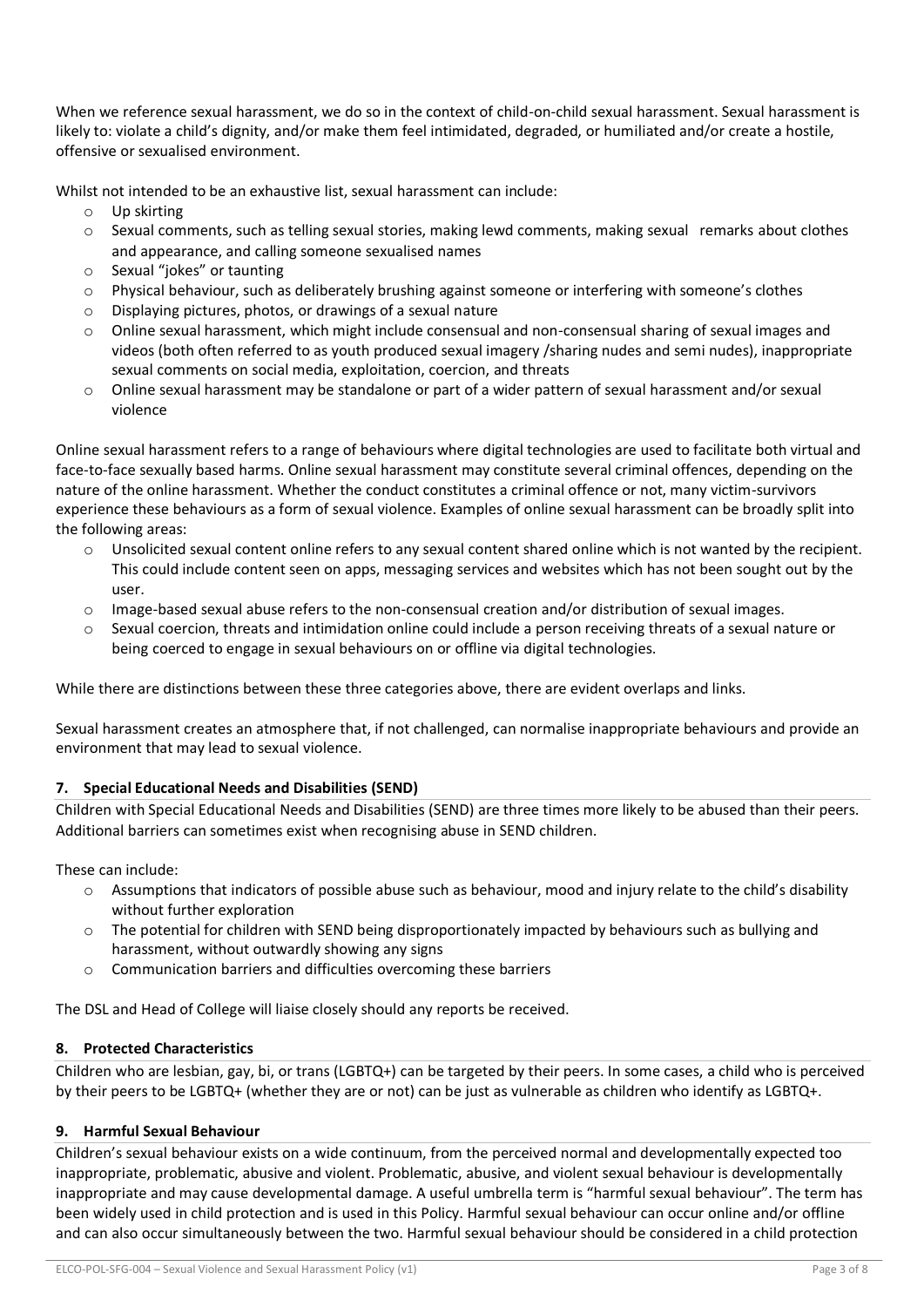When we reference sexual harassment, we do so in the context of child-on-child sexual harassment. Sexual harassment is likely to: violate a child's dignity, and/or make them feel intimidated, degraded, or humiliated and/or create a hostile, offensive or sexualised environment.

Whilst not intended to be an exhaustive list, sexual harassment can include:

- Up skirting
- Sexual comments, such as telling sexual stories, making lewd comments, making sexual remarks about clothes and appearance, and calling someone sexualised names
- Sexual "jokes" or taunting
- Physical behaviour, such as deliberately brushing against someone or interfering with someone's clothes
- Displaying pictures, photos, or drawings of a sexual nature
- Online sexual harassment, which might include consensual and non-consensual sharing of sexual images and videos (both often referred to as youth produced sexual imagery /sharing nudes and semi nudes), inappropriate sexual comments on social media, exploitation, coercion, and threats
- Online sexual harassment may be standalone or part of a wider pattern of sexual harassment and/or sexual violence

Online sexual harassment refers to a range of behaviours where digital technologies are used to facilitate both virtual and face-to-face sexually based harms. Online sexual harassment may constitute several criminal offences, depending on the nature of the online harassment. Whether the conduct constitutes a criminal offence or not, many victim-survivors experience these behaviours as a form of sexual violence. Examples of online sexual harassment can be broadly split into the following areas:

- Unsolicited sexual content online refers to any sexual content shared online which is not wanted by the recipient. This could include content seen on apps, messaging services and websites which has not been sought out by the user.
- Image-based sexual abuse refers to the non-consensual creation and/or distribution of sexual images.
- Sexual coercion, threats and intimidation online could include a person receiving threats of a sexual nature or being coerced to engage in sexual behaviours on or offline via digital technologies.

While there are distinctions between these three categories above, there are evident overlaps and links.

Sexual harassment creates an atmosphere that, if not challenged, can normalise inappropriate behaviours and provide an environment that may lead to sexual violence.

## 7. Special Educational Needs and Disabilities (SEND)

Children with Special Educational Needs and Disabilities (SEND) are three times more likely to be abused than their peers. Additional barriers can sometimes exist when recognising abuse in SEND children.

These can include:

- Assumptions that indicators of possible abuse such as behaviour, mood and injury relate to the child's disability without further exploration
- The potential for children with SEND being disproportionately impacted by behaviours such as bullying and harassment, without outwardly showing any signs
- Communication barriers and difficulties overcoming these barriers

The DSL and Head of College will liaise closely should any reports be received.

## 8. Protected Characteristics

Children who are lesbian, gay, bi, or trans (LGBTQ+) can be targeted by their peers. In some cases, a child who is perceived by their peers to be LGBTQ+ (whether they are or not) can be just as vulnerable as children who identify as LGBTQ+.

## 9. Harmful Sexual Behaviour

Children's sexual behaviour exists on a wide continuum, from the perceived normal and developmentally expected too inappropriate, problematic, abusive and violent. Problematic, abusive, and violent sexual behaviour is developmentally inappropriate and may cause developmental damage. A useful umbrella term is "harmful sexual behaviour". The term has been widely used in child protection and is used in this Policy. Harmful sexual behaviour can occur online and/or offline and can also occur simultaneously between the two. Harmful sexual behaviour should be considered in a child protection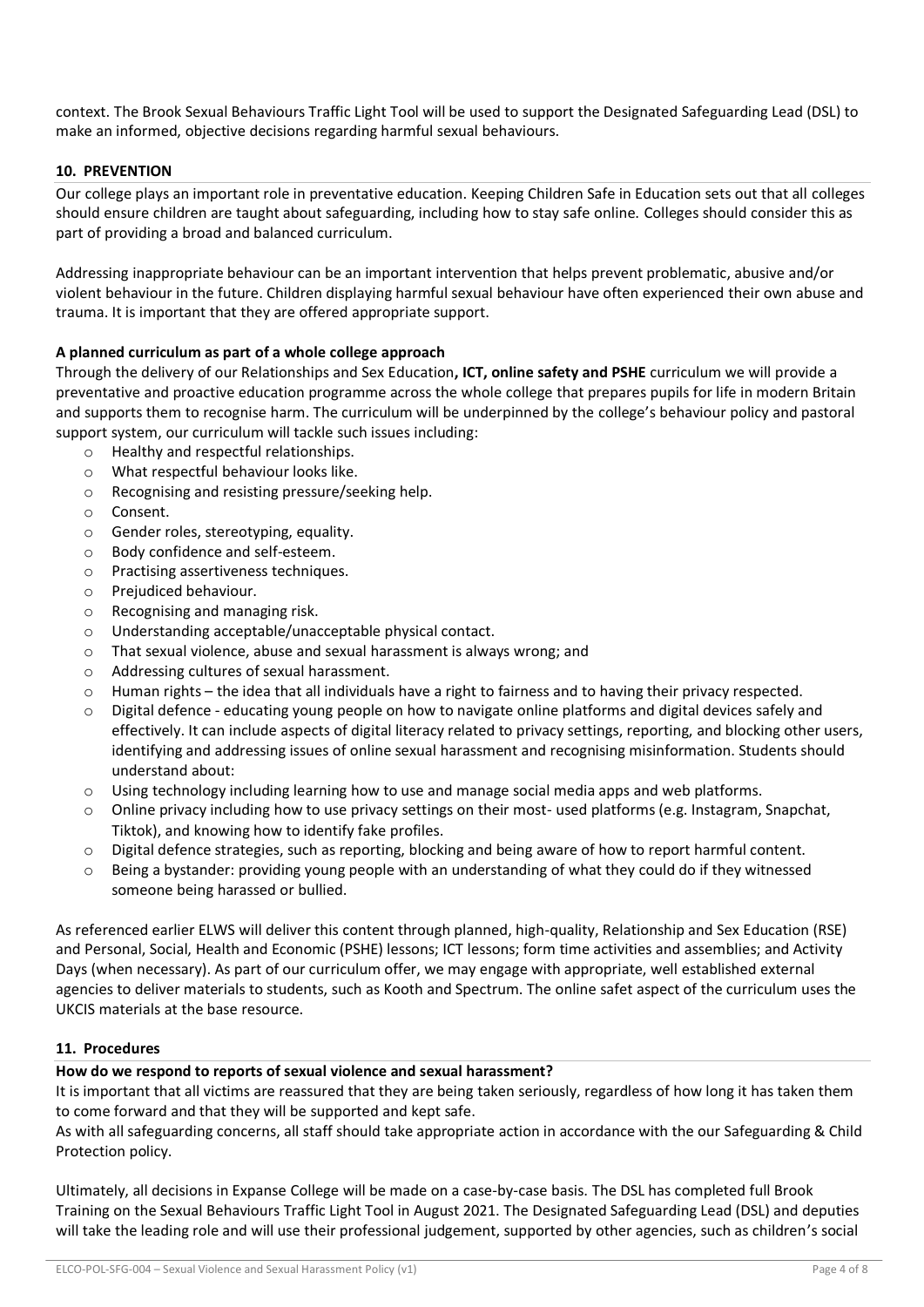context. The Brook Sexual Behaviours Traffic Light Tool will be used to support the Designated Safeguarding Lead (DSL) to make an informed, objective decisions regarding harmful sexual behaviours.

## 10. PREVENTION

Our college plays an important role in preventative education. Keeping Children Safe in Education sets out that all colleges should ensure children are taught about safeguarding, including how to stay safe online. Colleges should consider this as part of providing a broad and balanced curriculum.

Addressing inappropriate behaviour can be an important intervention that helps prevent problematic, abusive and/or violent behaviour in the future. Children displaying harmful sexual behaviour have often experienced their own abuse and trauma. It is important that they are offered appropriate support.

**A planned curriculum as part of a whole college approach**

Through the delivery of our Relationships and Sex Education**, ICT, online safety and PSHE** curriculum we will provide a preventative and proactive education programme across the whole college that prepares pupils for life in modern Britain and supports them to recognise harm. The curriculum will be underpinned by the college's behaviour policy and pastoral support system, our curriculum will tackle such issues including:

- Healthy and respectful relationships.
- What respectful behaviour looks like.
- Recognising and resisting pressure/seeking help.
- Consent.
- Gender roles, stereotyping, equality.
- Body confidence and self-esteem.
- Practising assertiveness techniques.
- Prejudiced behaviour.
- Recognising and managing risk.
- Understanding acceptable/unacceptable physical contact.
- That sexual violence, abuse and sexual harassment is always wrong; and
- Addressing cultures of sexual harassment.
- Human rights – the idea that all individuals have a right to fairness and to having their privacy respected.
- Digital defence - educating young people on how to navigate online platforms and digital devices safely and effectively. It can include aspects of digital literacy related to privacy settings, reporting, and blocking other users, identifying and addressing issues of online sexual harassment and recognising misinformation. Students should understand about:
- Using technology including learning how to use and manage social media apps and web platforms.
- Online privacy including how to use privacy settings on their most- used platforms (e.g. Instagram, Snapchat, Tiktok), and knowing how to identify fake profiles.
- Digital defence strategies, such as reporting, blocking and being aware of how to report harmful content.
- Being a bystander: providing young people with an understanding of what they could do if they witnessed someone being harassed or bullied.

As referenced earlier ELWS will deliver this content through planned, high-quality, Relationship and Sex Education (RSE) and Personal, Social, Health and Economic (PSHE) lessons; ICT lessons; form time activities and assemblies; and Activity Days (when necessary). As part of our curriculum offer, we may engage with appropriate, well established external agencies to deliver materials to students, such as Kooth and Spectrum. The online safet aspect of the curriculum uses the UKCIS materials at the base resource.

## 11. Procedures

**How do we respond to reports of sexual violence and sexual harassment?**

It is important that all victims are reassured that they are being taken seriously, regardless of how long it has taken them to come forward and that they will be supported and kept safe.

As with all safeguarding concerns, all staff should take appropriate action in accordance with the our Safeguarding & Child Protection policy.

Ultimately, all decisions in Expanse College will be made on a case-by-case basis. The DSL has completed full Brook Training on the Sexual Behaviours Traffic Light Tool in August 2021. The Designated Safeguarding Lead (DSL) and deputies will take the leading role and will use their professional judgement, supported by other agencies, such as children's social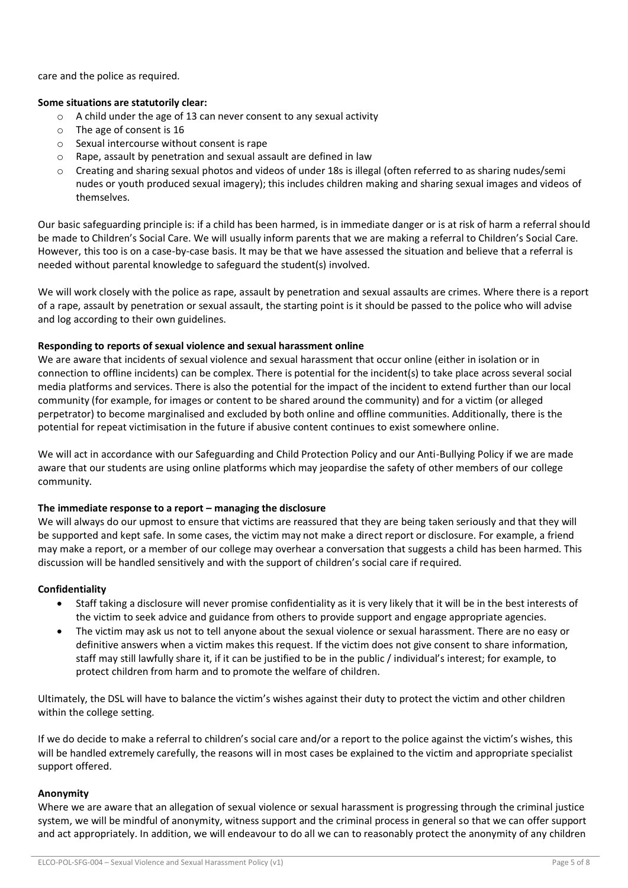care and the police as required.

**Some situations are statutorily clear:**

- A child under the age of 13 can never consent to any sexual activity
- The age of consent is 16
- Sexual intercourse without consent is rape
- Rape, assault by penetration and sexual assault are defined in law
- Creating and sharing sexual photos and videos of under 18s is illegal (often referred to as sharing nudes/semi nudes or youth produced sexual imagery); this includes children making and sharing sexual images and videos of themselves.

Our basic safeguarding principle is: if a child has been harmed, is in immediate danger or is at risk of harm a referral should be made to Children's Social Care. We will usually inform parents that we are making a referral to Children's Social Care. However, this too is on a case-by-case basis. It may be that we have assessed the situation and believe that a referral is needed without parental knowledge to safeguard the student(s) involved.

We will work closely with the police as rape, assault by penetration and sexual assaults are crimes. Where there is a report of a rape, assault by penetration or sexual assault, the starting point is it should be passed to the police who will advise and log according to their own guidelines.

**Responding to reports of sexual violence and sexual harassment online**

We are aware that incidents of sexual violence and sexual harassment that occur online (either in isolation or in connection to offline incidents) can be complex. There is potential for the incident(s) to take place across several social media platforms and services. There is also the potential for the impact of the incident to extend further than our local community (for example, for images or content to be shared around the community) and for a victim (or alleged perpetrator) to become marginalised and excluded by both online and offline communities. Additionally, there is the potential for repeat victimisation in the future if abusive content continues to exist somewhere online.

We will act in accordance with our Safeguarding and Child Protection Policy and our Anti-Bullying Policy if we are made aware that our students are using online platforms which may jeopardise the safety of other members of our college community.

**The immediate response to a report – managing the disclosure**

We will always do our upmost to ensure that victims are reassured that they are being taken seriously and that they will be supported and kept safe. In some cases, the victim may not make a direct report or disclosure. For example, a friend may make a report, or a member of our college may overhear a conversation that suggests a child has been harmed. This discussion will be handled sensitively and with the support of children's social care if required.

**Confidentiality**

- Staff taking a disclosure will never promise confidentiality as it is very likely that it will be in the best interests of the victim to seek advice and guidance from others to provide support and engage appropriate agencies.
- The victim may ask us not to tell anyone about the sexual violence or sexual harassment. There are no easy or definitive answers when a victim makes this request. If the victim does not give consent to share information, staff may still lawfully share it, if it can be justified to be in the public / individual's interest; for example, to protect children from harm and to promote the welfare of children.

Ultimately, the DSL will have to balance the victim's wishes against their duty to protect the victim and other children within the college setting.

If we do decide to make a referral to children's social care and/or a report to the police against the victim's wishes, this will be handled extremely carefully, the reasons will in most cases be explained to the victim and appropriate specialist support offered.

**Anonymity**

Where we are aware that an allegation of sexual violence or sexual harassment is progressing through the criminal justice system, we will be mindful of anonymity, witness support and the criminal process in general so that we can offer support and act appropriately. In addition, we will endeavour to do all we can to reasonably protect the anonymity of any children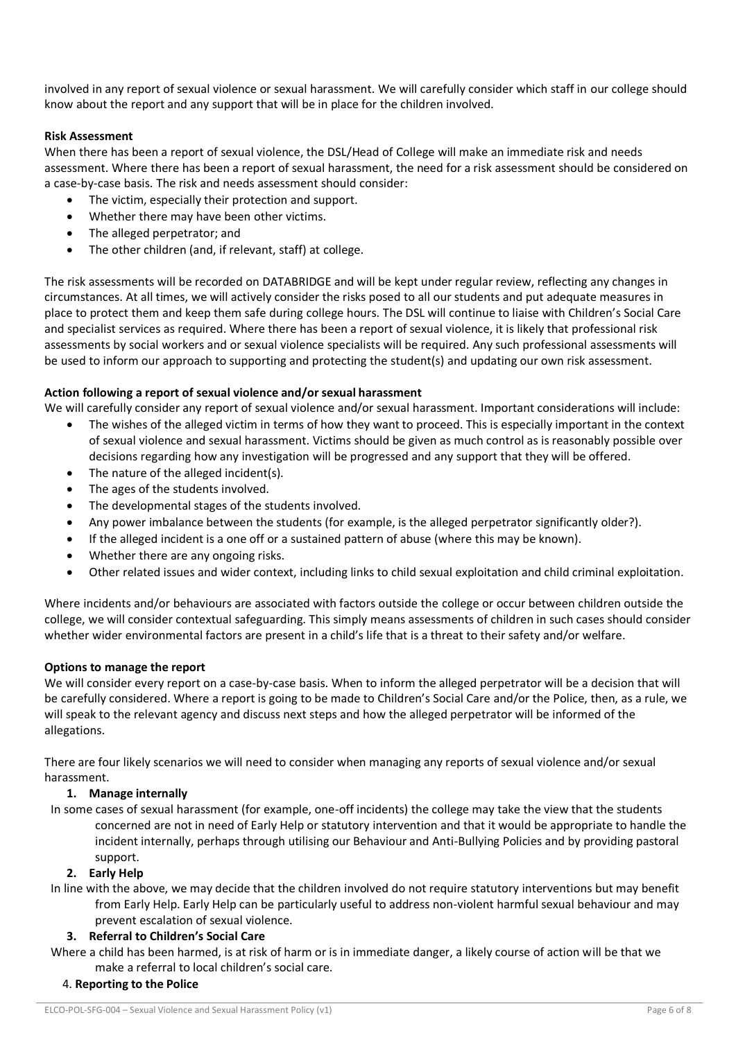involved in any report of sexual violence or sexual harassment. We will carefully consider which staff in our college should know about the report and any support that will be in place for the children involved.

**Risk Assessment**

When there has been a report of sexual violence, the DSL/Head of College will make an immediate risk and needs assessment. Where there has been a report of sexual harassment, the need for a risk assessment should be considered on a case-by-case basis. The risk and needs assessment should consider:

- The victim, especially their protection and support.
- Whether there may have been other victims.
- The alleged perpetrator; and
- The other children (and, if relevant, staff) at college.

The risk assessments will be recorded on DATABRIDGE and will be kept under regular review, reflecting any changes in circumstances. At all times, we will actively consider the risks posed to all our students and put adequate measures in place to protect them and keep them safe during college hours. The DSL will continue to liaise with Children's Social Care and specialist services as required. Where there has been a report of sexual violence, it is likely that professional risk assessments by social workers and or sexual violence specialists will be required. Any such professional assessments will be used to inform our approach to supporting and protecting the student(s) and updating our own risk assessment.

**Action following a report of sexual violence and/or sexual harassment**

We will carefully consider any report of sexual violence and/or sexual harassment. Important considerations will include:

- The wishes of the alleged victim in terms of how they want to proceed. This is especially important in the context of sexual violence and sexual harassment. Victims should be given as much control as is reasonably possible over decisions regarding how any investigation will be progressed and any support that they will be offered.
- The nature of the alleged incident(s).
- The ages of the students involved.
- The developmental stages of the students involved.
- Any power imbalance between the students (for example, is the alleged perpetrator significantly older?).
- If the alleged incident is a one off or a sustained pattern of abuse (where this may be known).
- Whether there are any ongoing risks.
- Other related issues and wider context, including links to child sexual exploitation and child criminal exploitation.

Where incidents and/or behaviours are associated with factors outside the college or occur between children outside the college, we will consider contextual safeguarding. This simply means assessments of children in such cases should consider whether wider environmental factors are present in a child's life that is a threat to their safety and/or welfare.

**Options to manage the report**

We will consider every report on a case-by-case basis. When to inform the alleged perpetrator will be a decision that will be carefully considered. Where a report is going to be made to Children's Social Care and/or the Police, then, as a rule, we will speak to the relevant agency and discuss next steps and how the alleged perpetrator will be informed of the allegations.

There are four likely scenarios we will need to consider when managing any reports of sexual violence and/or sexual harassment.

1. **Manage internally**

In some cases of sexual harassment (for example, one-off incidents) the college may take the view that the students concerned are not in need of Early Help or statutory intervention and that it would be appropriate to handle the incident internally, perhaps through utilising our Behaviour and Anti-Bullying Policies and by providing pastoral support.

2. **Early Help**

In line with the above, we may decide that the children involved do not require statutory interventions but may benefit from Early Help. Early Help can be particularly useful to address non-violent harmful sexual behaviour and may prevent escalation of sexual violence.

3. **Referral to Children's Social Care**

Where a child has been harmed, is at risk of harm or is in immediate danger, a likely course of action will be that we make a referral to local children's social care.

4. **Reporting to the Police**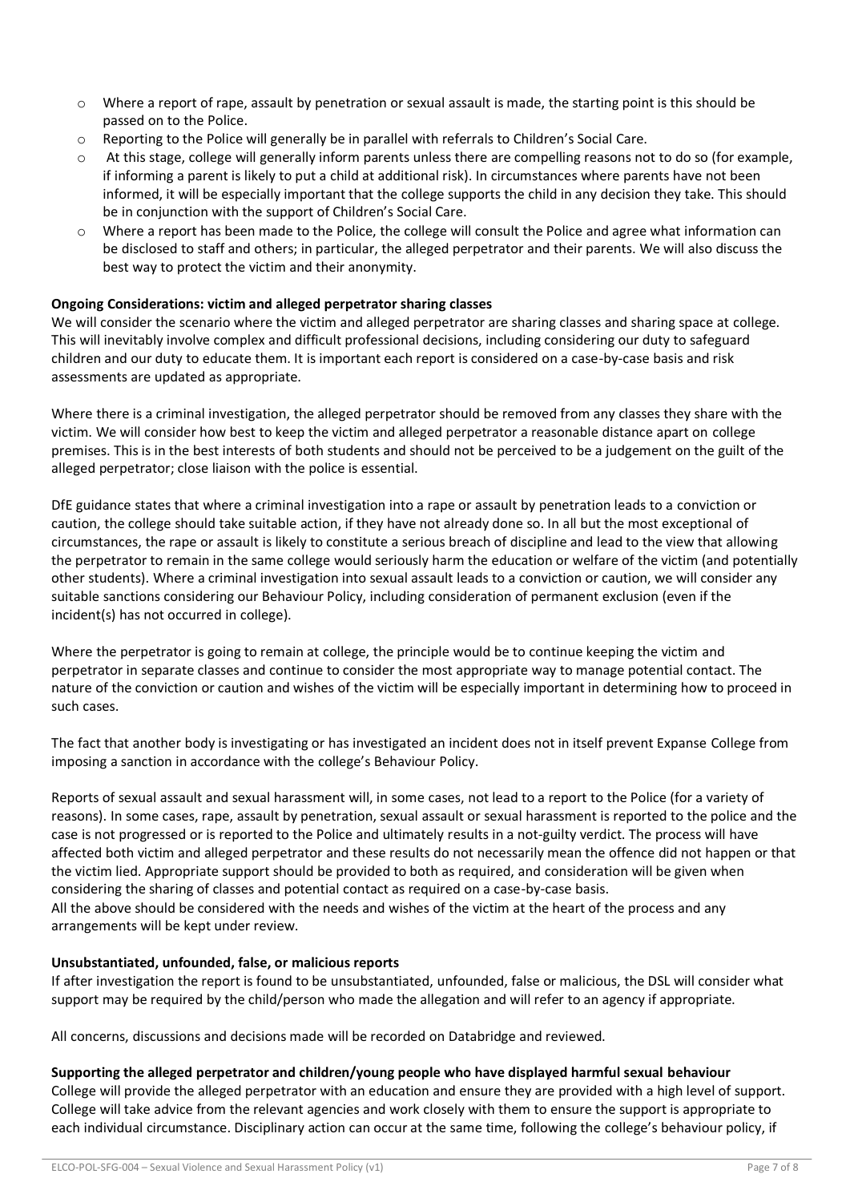- Where a report of rape, assault by penetration or sexual assault is made, the starting point is this should be passed on to the Police.
- Reporting to the Police will generally be in parallel with referrals to Children's Social Care.
- At this stage, college will generally inform parents unless there are compelling reasons not to do so (for example, if informing a parent is likely to put a child at additional risk). In circumstances where parents have not been informed, it will be especially important that the college supports the child in any decision they take. This should be in conjunction with the support of Children's Social Care.
- Where a report has been made to the Police, the college will consult the Police and agree what information can be disclosed to staff and others; in particular, the alleged perpetrator and their parents. We will also discuss the best way to protect the victim and their anonymity.

**Ongoing Considerations: victim and alleged perpetrator sharing classes**

We will consider the scenario where the victim and alleged perpetrator are sharing classes and sharing space at college. This will inevitably involve complex and difficult professional decisions, including considering our duty to safeguard children and our duty to educate them. It is important each report is considered on a case-by-case basis and risk assessments are updated as appropriate.

Where there is a criminal investigation, the alleged perpetrator should be removed from any classes they share with the victim. We will consider how best to keep the victim and alleged perpetrator a reasonable distance apart on college premises. This is in the best interests of both students and should not be perceived to be a judgement on the guilt of the alleged perpetrator; close liaison with the police is essential.

DfE guidance states that where a criminal investigation into a rape or assault by penetration leads to a conviction or caution, the college should take suitable action, if they have not already done so. In all but the most exceptional of circumstances, the rape or assault is likely to constitute a serious breach of discipline and lead to the view that allowing the perpetrator to remain in the same college would seriously harm the education or welfare of the victim (and potentially other students). Where a criminal investigation into sexual assault leads to a conviction or caution, we will consider any suitable sanctions considering our Behaviour Policy, including consideration of permanent exclusion (even if the incident(s) has not occurred in college).

Where the perpetrator is going to remain at college, the principle would be to continue keeping the victim and perpetrator in separate classes and continue to consider the most appropriate way to manage potential contact. The nature of the conviction or caution and wishes of the victim will be especially important in determining how to proceed in such cases.

The fact that another body is investigating or has investigated an incident does not in itself prevent Expanse College from imposing a sanction in accordance with the college's Behaviour Policy.

Reports of sexual assault and sexual harassment will, in some cases, not lead to a report to the Police (for a variety of reasons). In some cases, rape, assault by penetration, sexual assault or sexual harassment is reported to the police and the case is not progressed or is reported to the Police and ultimately results in a not-guilty verdict. The process will have affected both victim and alleged perpetrator and these results do not necessarily mean the offence did not happen or that the victim lied. Appropriate support should be provided to both as required, and consideration will be given when considering the sharing of classes and potential contact as required on a case-by-case basis.
All the above should be considered with the needs and wishes of the victim at the heart of the process and any arrangements will be kept under review.

**Unsubstantiated, unfounded, false, or malicious reports**

If after investigation the report is found to be unsubstantiated, unfounded, false or malicious, the DSL will consider what support may be required by the child/person who made the allegation and will refer to an agency if appropriate.

All concerns, discussions and decisions made will be recorded on Databridge and reviewed.

**Supporting the alleged perpetrator and children/young people who have displayed harmful sexual behaviour**

College will provide the alleged perpetrator with an education and ensure they are provided with a high level of support. College will take advice from the relevant agencies and work closely with them to ensure the support is appropriate to each individual circumstance. Disciplinary action can occur at the same time, following the college's behaviour policy, if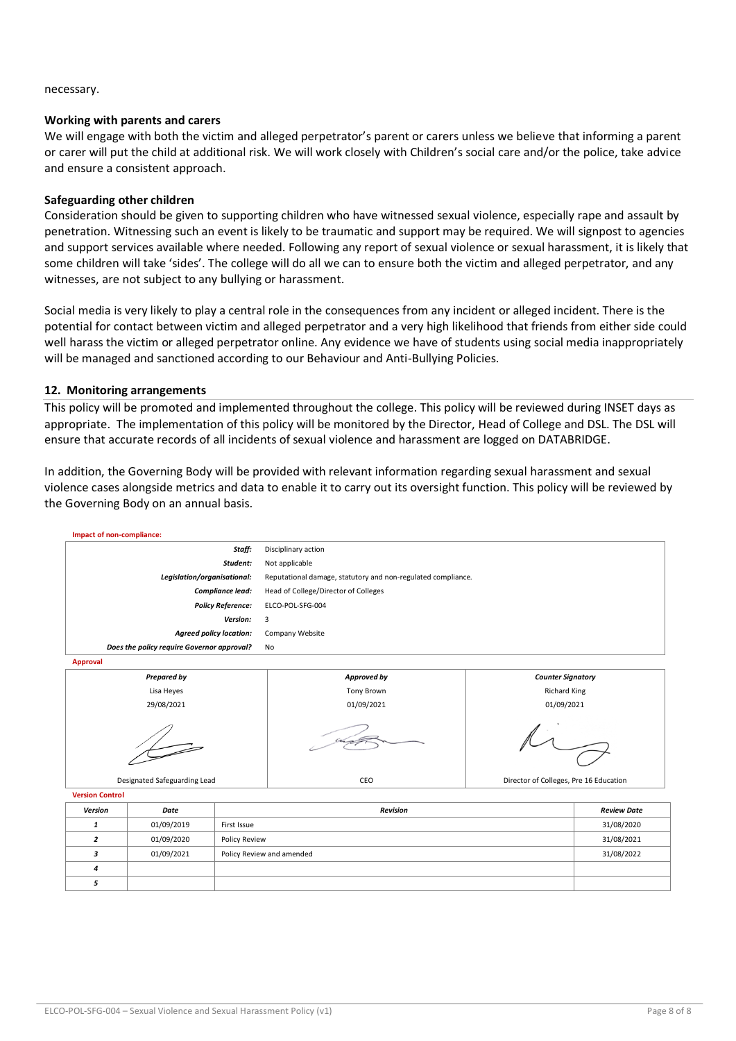necessary.

### Working with parents and carers

We will engage with both the victim and alleged perpetrator's parent or carers unless we believe that informing a parent or carer will put the child at additional risk. We will work closely with Children's social care and/or the police, take advice and ensure a consistent approach.

### Safeguarding other children

Consideration should be given to supporting children who have witnessed sexual violence, especially rape and assault by penetration. Witnessing such an event is likely to be traumatic and support may be required. We will signpost to agencies and support services available where needed. Following any report of sexual violence or sexual harassment, it is likely that some children will take 'sides'. The college will do all we can to ensure both the victim and alleged perpetrator, and any witnesses, are not subject to any bullying or harassment.

Social media is very likely to play a central role in the consequences from any incident or alleged incident. There is the potential for contact between victim and alleged perpetrator and a very high likelihood that friends from either side could well harass the victim or alleged perpetrator online. Any evidence we have of students using social media inappropriately will be managed and sanctioned according to our Behaviour and Anti-Bullying Policies.

## 12. Monitoring arrangements

This policy will be promoted and implemented throughout the college. This policy will be reviewed during INSET days as appropriate. The implementation of this policy will be monitored by the Director, Head of College and DSL. The DSL will ensure that accurate records of all incidents of sexual violence and harassment are logged on DATABRIDGE.

In addition, the Governing Body will be provided with relevant information regarding sexual harassment and sexual violence cases alongside metrics and data to enable it to carry out its oversight function. This policy will be reviewed by the Governing Body on an annual basis.

**Impact of non-compliance:**

| | |
|---|---|
| ***Staff:*** | Disciplinary action |
| ***Student:*** | Not applicable |
| ***Legislation/organisational:*** | Reputational damage, statutory and non-regulated compliance. |
| ***Compliance lead:*** | Head of College/Director of Colleges |
| ***Policy Reference:*** | ELCO-POL-SFG-004 |
| ***Version:*** | 3 |
| ***Agreed policy location:*** | Company Website |
| ***Does the policy require Governor approval?*** | No |

**Approval**

| ***Prepared by*** | ***Approved by*** | ***Counter Signatory*** |
|---|---|---|
| Lisa Heyes | Tony Brown | Richard King |
| 29/08/2021 | 01/09/2021 | 01/09/2021 |
| Designated Safeguarding Lead | CEO | Director of Colleges, Pre 16 Education |

**Version Control**

| *Version* | *Date* | *Revision* | *Review Date* |
|---|---|---|---|
| *1* | 01/09/2019 | First Issue | 31/08/2020 |
| *2* | 01/09/2020 | Policy Review | 31/08/2021 |
| *3* | 01/09/2021 | Policy Review and amended | 31/08/2022 |
| *4* | | | |
| *5* | | | |